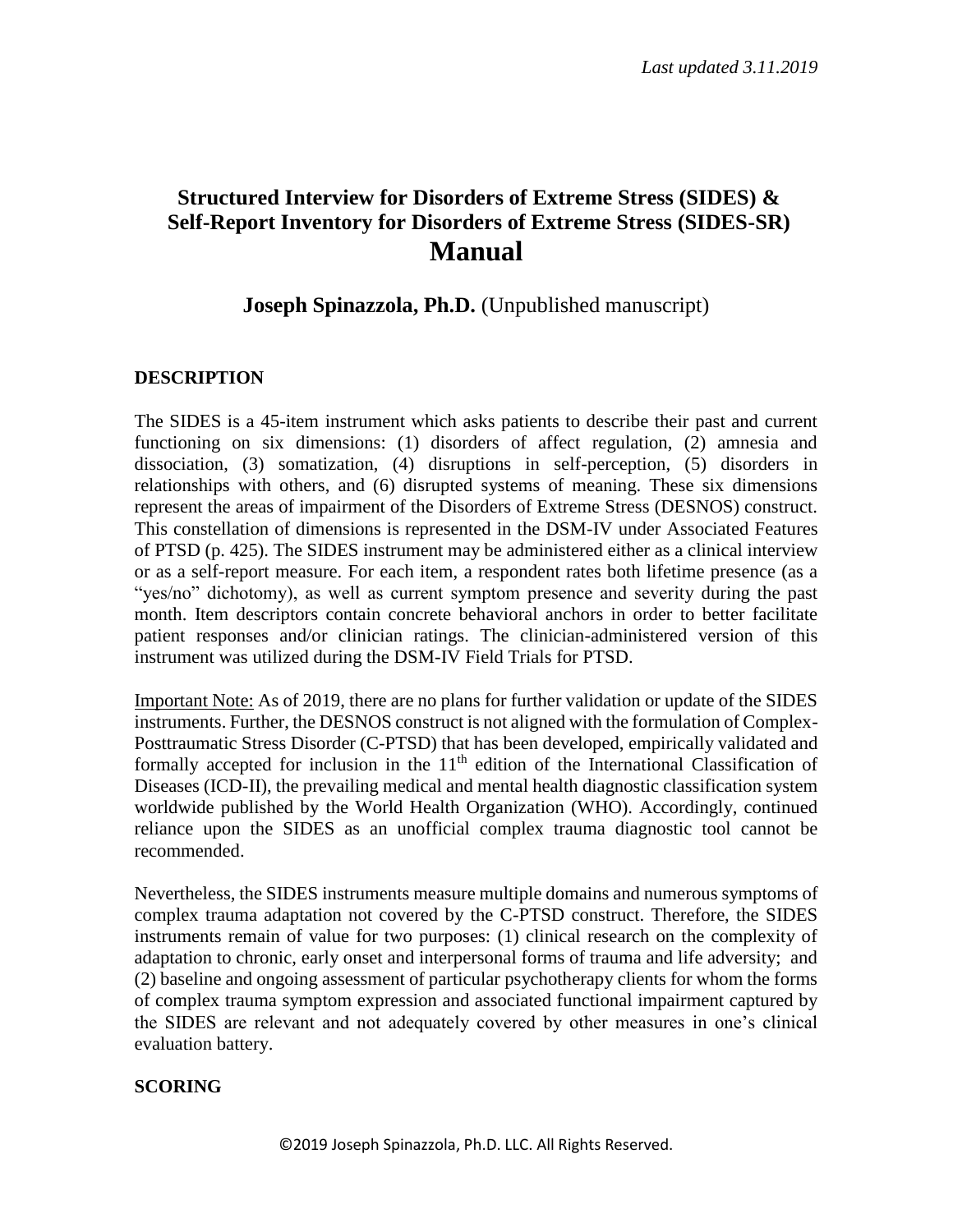*Last updated 3.11.2019*

# Structured Interview for Disorders of Extreme Stress (SIDES) & Self-Report Inventory for Disorders of Extreme Stress (SIDES-SR) Manual

**Joseph Spinazzola, Ph.D.** (Unpublished manuscript)

## DESCRIPTION

The SIDES is a 45-item instrument which asks patients to describe their past and current functioning on six dimensions: (1) disorders of affect regulation, (2) amnesia and dissociation, (3) somatization, (4) disruptions in self-perception, (5) disorders in relationships with others, and (6) disrupted systems of meaning. These six dimensions represent the areas of impairment of the Disorders of Extreme Stress (DESNOS) construct. This constellation of dimensions is represented in the DSM-IV under Associated Features of PTSD (p. 425). The SIDES instrument may be administered either as a clinical interview or as a self-report measure. For each item, a respondent rates both lifetime presence (as a "yes/no" dichotomy), as well as current symptom presence and severity during the past month. Item descriptors contain concrete behavioral anchors in order to better facilitate patient responses and/or clinician ratings. The clinician-administered version of this instrument was utilized during the DSM-IV Field Trials for PTSD.

Important Note: As of 2019, there are no plans for further validation or update of the SIDES instruments. Further, the DESNOS construct is not aligned with the formulation of Complex-Posttraumatic Stress Disorder (C-PTSD) that has been developed, empirically validated and formally accepted for inclusion in the 11th edition of the International Classification of Diseases (ICD-II), the prevailing medical and mental health diagnostic classification system worldwide published by the World Health Organization (WHO). Accordingly, continued reliance upon the SIDES as an unofficial complex trauma diagnostic tool cannot be recommended.

Nevertheless, the SIDES instruments measure multiple domains and numerous symptoms of complex trauma adaptation not covered by the C-PTSD construct. Therefore, the SIDES instruments remain of value for two purposes: (1) clinical research on the complexity of adaptation to chronic, early onset and interpersonal forms of trauma and life adversity; and (2) baseline and ongoing assessment of particular psychotherapy clients for whom the forms of complex trauma symptom expression and associated functional impairment captured by the SIDES are relevant and not adequately covered by other measures in one's clinical evaluation battery.

## SCORING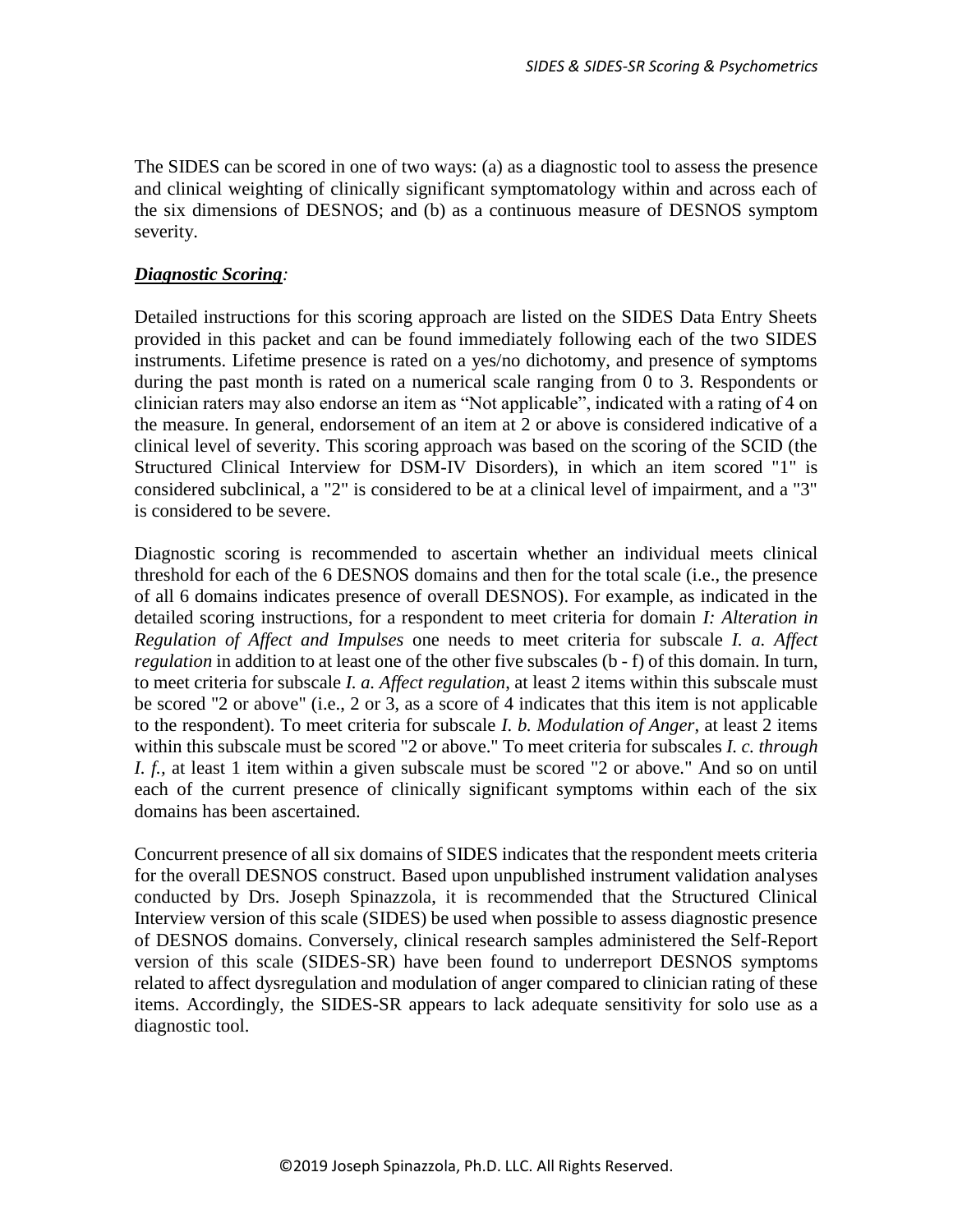The SIDES can be scored in one of two ways: (a) as a diagnostic tool to assess the presence and clinical weighting of clinically significant symptomatology within and across each of the six dimensions of DESNOS; and (b) as a continuous measure of DESNOS symptom severity.

***Diagnostic Scoring****:*

Detailed instructions for this scoring approach are listed on the SIDES Data Entry Sheets provided in this packet and can be found immediately following each of the two SIDES instruments. Lifetime presence is rated on a yes/no dichotomy, and presence of symptoms during the past month is rated on a numerical scale ranging from 0 to 3. Respondents or clinician raters may also endorse an item as "Not applicable", indicated with a rating of 4 on the measure. In general, endorsement of an item at 2 or above is considered indicative of a clinical level of severity. This scoring approach was based on the scoring of the SCID (the Structured Clinical Interview for DSM-IV Disorders), in which an item scored "1" is considered subclinical, a "2" is considered to be at a clinical level of impairment, and a "3" is considered to be severe.

Diagnostic scoring is recommended to ascertain whether an individual meets clinical threshold for each of the 6 DESNOS domains and then for the total scale (i.e., the presence of all 6 domains indicates presence of overall DESNOS). For example, as indicated in the detailed scoring instructions, for a respondent to meet criteria for domain *I: Alteration in Regulation of Affect and Impulses* one needs to meet criteria for subscale *I. a. Affect regulation* in addition to at least one of the other five subscales (b - f) of this domain. In turn, to meet criteria for subscale *I. a. Affect regulation*, at least 2 items within this subscale must be scored "2 or above" (i.e., 2 or 3, as a score of 4 indicates that this item is not applicable to the respondent). To meet criteria for subscale *I. b. Modulation of Anger*, at least 2 items within this subscale must be scored "2 or above." To meet criteria for subscales *I. c. through I. f.*, at least 1 item within a given subscale must be scored "2 or above." And so on until each of the current presence of clinically significant symptoms within each of the six domains has been ascertained.

Concurrent presence of all six domains of SIDES indicates that the respondent meets criteria for the overall DESNOS construct. Based upon unpublished instrument validation analyses conducted by Drs. Joseph Spinazzola, it is recommended that the Structured Clinical Interview version of this scale (SIDES) be used when possible to assess diagnostic presence of DESNOS domains. Conversely, clinical research samples administered the Self-Report version of this scale (SIDES-SR) have been found to underreport DESNOS symptoms related to affect dysregulation and modulation of anger compared to clinician rating of these items. Accordingly, the SIDES-SR appears to lack adequate sensitivity for solo use as a diagnostic tool.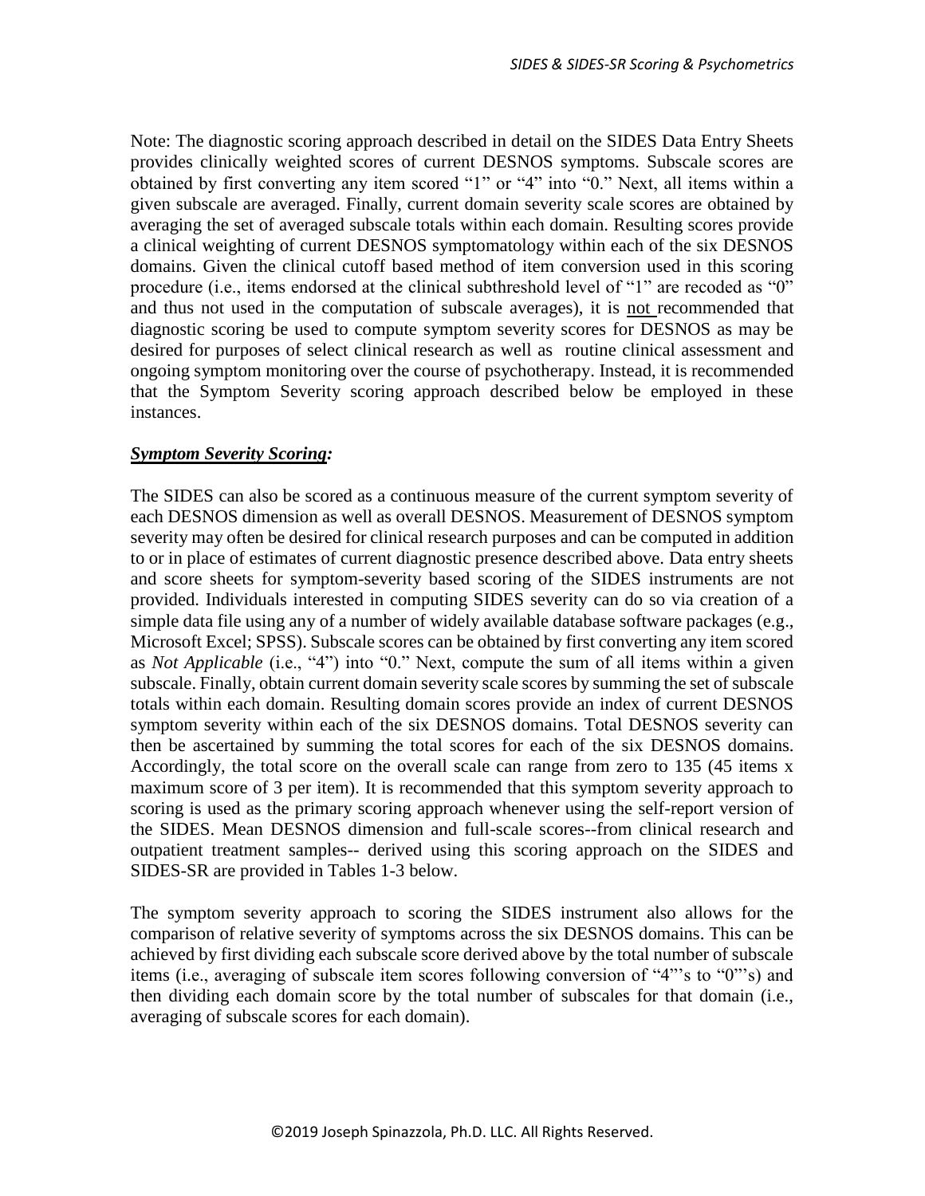Note: The diagnostic scoring approach described in detail on the SIDES Data Entry Sheets provides clinically weighted scores of current DESNOS symptoms. Subscale scores are obtained by first converting any item scored "1" or "4" into "0." Next, all items within a given subscale are averaged. Finally, current domain severity scale scores are obtained by averaging the set of averaged subscale totals within each domain. Resulting scores provide a clinical weighting of current DESNOS symptomatology within each of the six DESNOS domains. Given the clinical cutoff based method of item conversion used in this scoring procedure (i.e., items endorsed at the clinical subthreshold level of "1" are recoded as "0" and thus not used in the computation of subscale averages), it is <u>not</u> recommended that diagnostic scoring be used to compute symptom severity scores for DESNOS as may be desired for purposes of select clinical research as well as routine clinical assessment and ongoing symptom monitoring over the course of psychotherapy. Instead, it is recommended that the Symptom Severity scoring approach described below be employed in these instances.

### ***<u>Symptom Severity Scoring:</u>***

The SIDES can also be scored as a continuous measure of the current symptom severity of each DESNOS dimension as well as overall DESNOS. Measurement of DESNOS symptom severity may often be desired for clinical research purposes and can be computed in addition to or in place of estimates of current diagnostic presence described above. Data entry sheets and score sheets for symptom-severity based scoring of the SIDES instruments are not provided. Individuals interested in computing SIDES severity can do so via creation of a simple data file using any of a number of widely available database software packages (e.g., Microsoft Excel; SPSS). Subscale scores can be obtained by first converting any item scored as *Not Applicable* (i.e., "4") into "0." Next, compute the sum of all items within a given subscale. Finally, obtain current domain severity scale scores by summing the set of subscale totals within each domain. Resulting domain scores provide an index of current DESNOS symptom severity within each of the six DESNOS domains. Total DESNOS severity can then be ascertained by summing the total scores for each of the six DESNOS domains. Accordingly, the total score on the overall scale can range from zero to 135 (45 items x maximum score of 3 per item). It is recommended that this symptom severity approach to scoring is used as the primary scoring approach whenever using the self-report version of the SIDES. Mean DESNOS dimension and full-scale scores--from clinical research and outpatient treatment samples-- derived using this scoring approach on the SIDES and SIDES-SR are provided in Tables 1-3 below.

The symptom severity approach to scoring the SIDES instrument also allows for the comparison of relative severity of symptoms across the six DESNOS domains. This can be achieved by first dividing each subscale score derived above by the total number of subscale items (i.e., averaging of subscale item scores following conversion of "4"'s to "0"'s) and then dividing each domain score by the total number of subscales for that domain (i.e., averaging of subscale scores for each domain).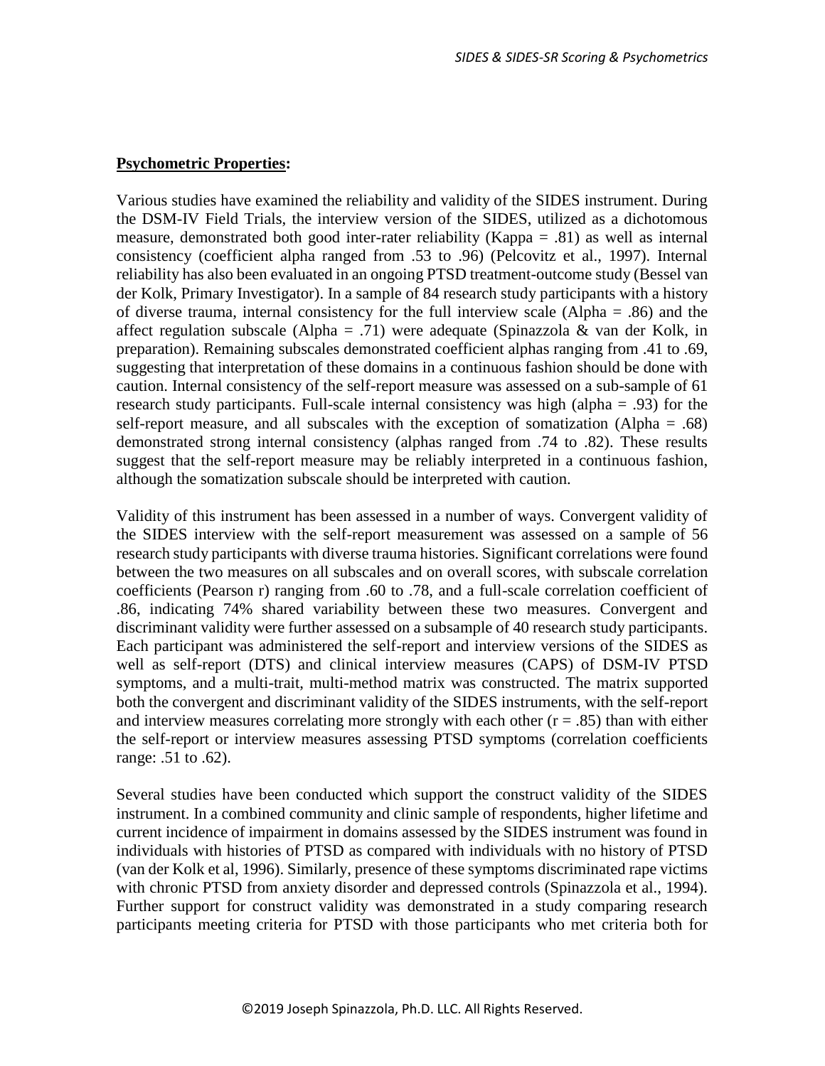**Psychometric Properties:**

Various studies have examined the reliability and validity of the SIDES instrument. During the DSM-IV Field Trials, the interview version of the SIDES, utilized as a dichotomous measure, demonstrated both good inter-rater reliability (Kappa = .81) as well as internal consistency (coefficient alpha ranged from .53 to .96) (Pelcovitz et al., 1997). Internal reliability has also been evaluated in an ongoing PTSD treatment-outcome study (Bessel van der Kolk, Primary Investigator). In a sample of 84 research study participants with a history of diverse trauma, internal consistency for the full interview scale (Alpha = .86) and the affect regulation subscale (Alpha = .71) were adequate (Spinazzola & van der Kolk, in preparation). Remaining subscales demonstrated coefficient alphas ranging from .41 to .69, suggesting that interpretation of these domains in a continuous fashion should be done with caution. Internal consistency of the self-report measure was assessed on a sub-sample of 61 research study participants. Full-scale internal consistency was high (alpha = .93) for the self-report measure, and all subscales with the exception of somatization (Alpha = .68) demonstrated strong internal consistency (alphas ranged from .74 to .82). These results suggest that the self-report measure may be reliably interpreted in a continuous fashion, although the somatization subscale should be interpreted with caution.

Validity of this instrument has been assessed in a number of ways. Convergent validity of the SIDES interview with the self-report measurement was assessed on a sample of 56 research study participants with diverse trauma histories. Significant correlations were found between the two measures on all subscales and on overall scores, with subscale correlation coefficients (Pearson r) ranging from .60 to .78, and a full-scale correlation coefficient of .86, indicating 74% shared variability between these two measures. Convergent and discriminant validity were further assessed on a subsample of 40 research study participants. Each participant was administered the self-report and interview versions of the SIDES as well as self-report (DTS) and clinical interview measures (CAPS) of DSM-IV PTSD symptoms, and a multi-trait, multi-method matrix was constructed. The matrix supported both the convergent and discriminant validity of the SIDES instruments, with the self-report and interview measures correlating more strongly with each other ($r = .85$) than with either the self-report or interview measures assessing PTSD symptoms (correlation coefficients range: .51 to .62).

Several studies have been conducted which support the construct validity of the SIDES instrument. In a combined community and clinic sample of respondents, higher lifetime and current incidence of impairment in domains assessed by the SIDES instrument was found in individuals with histories of PTSD as compared with individuals with no history of PTSD (van der Kolk et al, 1996). Similarly, presence of these symptoms discriminated rape victims with chronic PTSD from anxiety disorder and depressed controls (Spinazzola et al., 1994). Further support for construct validity was demonstrated in a study comparing research participants meeting criteria for PTSD with those participants who met criteria both for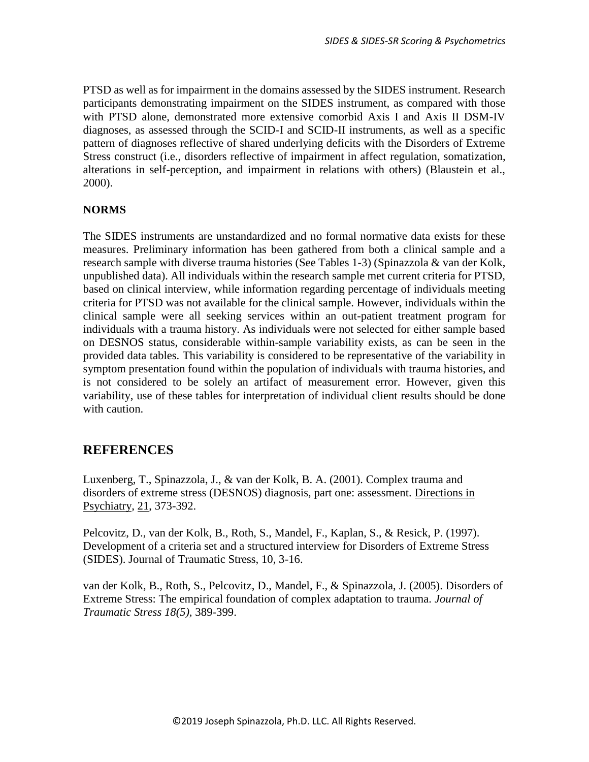PTSD as well as for impairment in the domains assessed by the SIDES instrument. Research participants demonstrating impairment on the SIDES instrument, as compared with those with PTSD alone, demonstrated more extensive comorbid Axis I and Axis II DSM-IV diagnoses, as assessed through the SCID-I and SCID-II instruments, as well as a specific pattern of diagnoses reflective of shared underlying deficits with the Disorders of Extreme Stress construct (i.e., disorders reflective of impairment in affect regulation, somatization, alterations in self-perception, and impairment in relations with others) (Blaustein et al., 2000).

**NORMS**

The SIDES instruments are unstandardized and no formal normative data exists for these measures. Preliminary information has been gathered from both a clinical sample and a research sample with diverse trauma histories (See Tables 1-3) (Spinazzola & van der Kolk, unpublished data). All individuals within the research sample met current criteria for PTSD, based on clinical interview, while information regarding percentage of individuals meeting criteria for PTSD was not available for the clinical sample. However, individuals within the clinical sample were all seeking services within an out-patient treatment program for individuals with a trauma history. As individuals were not selected for either sample based on DESNOS status, considerable within-sample variability exists, as can be seen in the provided data tables. This variability is considered to be representative of the variability in symptom presentation found within the population of individuals with trauma histories, and is not considered to be solely an artifact of measurement error. However, given this variability, use of these tables for interpretation of individual client results should be done with caution.

## REFERENCES

Luxenberg, T., Spinazzola, J., & van der Kolk, B. A. (2001). Complex trauma and disorders of extreme stress (DESNOS) diagnosis, part one: assessment. Directions in Psychiatry, 21, 373-392.

Pelcovitz, D., van der Kolk, B., Roth, S., Mandel, F., Kaplan, S., & Resick, P. (1997). Development of a criteria set and a structured interview for Disorders of Extreme Stress (SIDES). Journal of Traumatic Stress, 10, 3-16.

van der Kolk, B., Roth, S., Pelcovitz, D., Mandel, F., & Spinazzola, J. (2005). Disorders of Extreme Stress: The empirical foundation of complex adaptation to trauma. *Journal of Traumatic Stress 18(5)*, 389-399.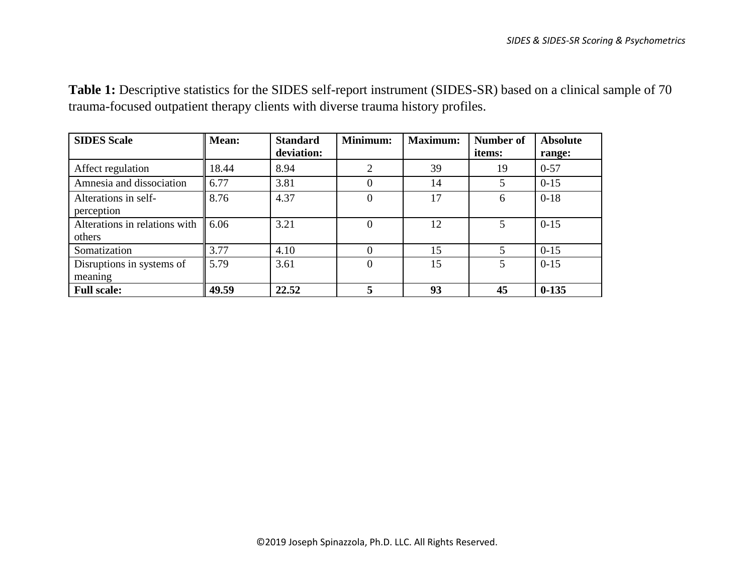**Table 1:** Descriptive statistics for the SIDES self-report instrument (SIDES-SR) based on a clinical sample of 70 trauma-focused outpatient therapy clients with diverse trauma history profiles.

| **SIDES Scale** | **Mean:** | **Standard deviation:** | **Minimum:** | **Maximum:** | **Number of items:** | **Absolute range:** |
|---|---|---|---|---|---|---|
| Affect regulation | 18.44 | 8.94 | 2 | 39 | 19 | 0-57 |
| Amnesia and dissociation | 6.77 | 3.81 | 0 | 14 | 5 | 0-15 |
| Alterations in self-perception | 8.76 | 4.37 | 0 | 17 | 6 | 0-18 |
| Alterations in relations with others | 6.06 | 3.21 | 0 | 12 | 5 | 0-15 |
| Somatization | 3.77 | 4.10 | 0 | 15 | 5 | 0-15 |
| Disruptions in systems of meaning | 5.79 | 3.61 | 0 | 15 | 5 | 0-15 |
| **Full scale:** | **49.59** | **22.52** | **5** | **93** | **45** | **0-135** |

©2019 Joseph Spinazzola, Ph.D. LLC. All Rights Reserved.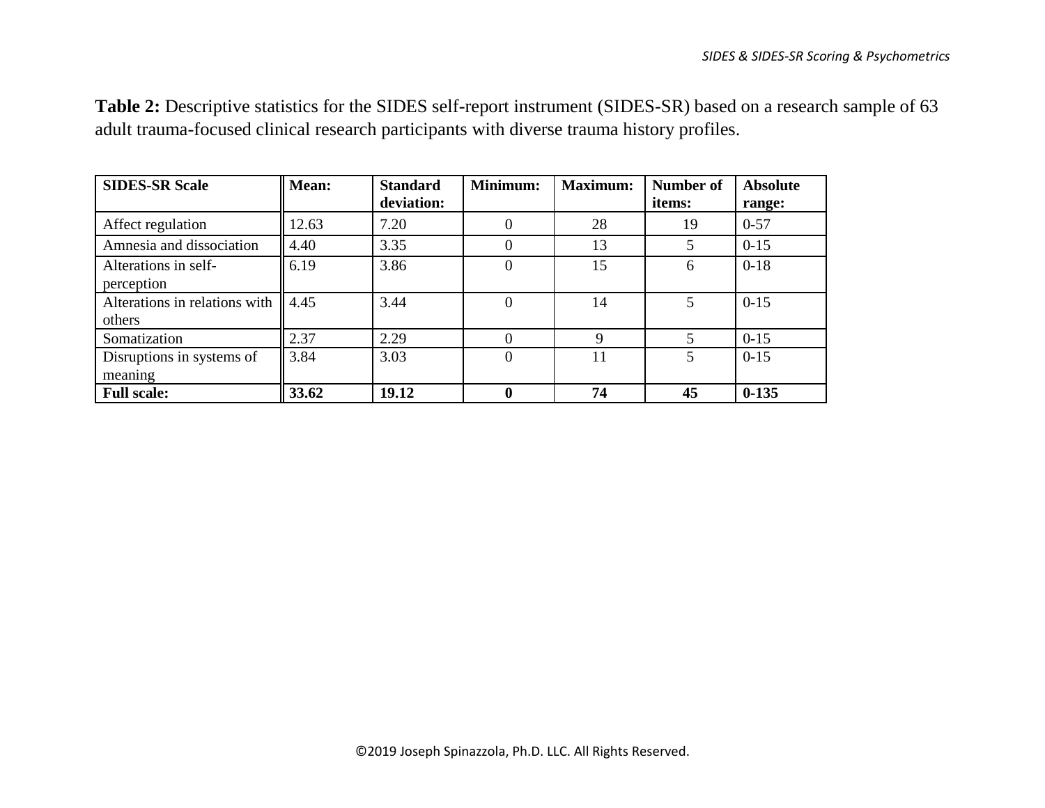**Table 2:** Descriptive statistics for the SIDES self-report instrument (SIDES-SR) based on a research sample of 63 adult trauma-focused clinical research participants with diverse trauma history profiles.

| SIDES-SR Scale | Mean: | Standard deviation: | Minimum: | Maximum: | Number of items: | Absolute range: |
|---|---|---|---|---|---|---|
| Affect regulation | 12.63 | 7.20 | 0 | 28 | 19 | 0-57 |
| Amnesia and dissociation | 4.40 | 3.35 | 0 | 13 | 5 | 0-15 |
| Alterations in self-perception | 6.19 | 3.86 | 0 | 15 | 6 | 0-18 |
| Alterations in relations with others | 4.45 | 3.44 | 0 | 14 | 5 | 0-15 |
| Somatization | 2.37 | 2.29 | 0 | 9 | 5 | 0-15 |
| Disruptions in systems of meaning | 3.84 | 3.03 | 0 | 11 | 5 | 0-15 |
| **Full scale:** | **33.62** | **19.12** | **0** | **74** | **45** | **0-135** |

©2019 Joseph Spinazzola, Ph.D. LLC. All Rights Reserved.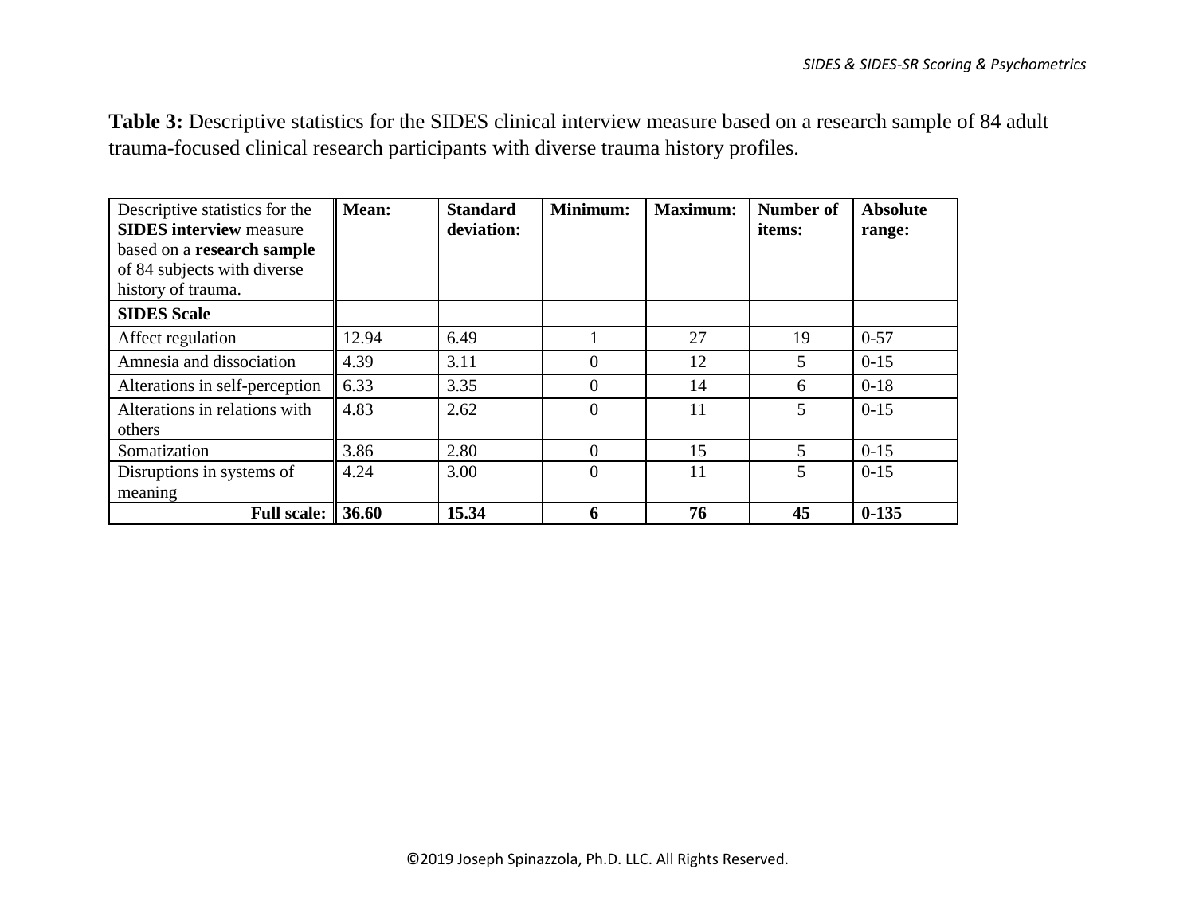**Table 3:** Descriptive statistics for the SIDES clinical interview measure based on a research sample of 84 adult trauma-focused clinical research participants with diverse trauma history profiles.

| Descriptive statistics for the **SIDES interview** measure based on a **research sample** of 84 subjects with diverse history of trauma. | **Mean:** | **Standard deviation:** | **Minimum:** | **Maximum:** | **Number of items:** | **Absolute range:** |
|---|---|---|---|---|---|---|
| **SIDES Scale** | | | | | | |
| Affect regulation | 12.94 | 6.49 | 1 | 27 | 19 | 0-57 |
| Amnesia and dissociation | 4.39 | 3.11 | 0 | 12 | 5 | 0-15 |
| Alterations in self-perception | 6.33 | 3.35 | 0 | 14 | 6 | 0-18 |
| Alterations in relations with others | 4.83 | 2.62 | 0 | 11 | 5 | 0-15 |
| Somatization | 3.86 | 2.80 | 0 | 15 | 5 | 0-15 |
| Disruptions in systems of meaning | 4.24 | 3.00 | 0 | 11 | 5 | 0-15 |
| **Full scale:** | **36.60** | **15.34** | **6** | **76** | **45** | **0-135** |

©2019 Joseph Spinazzola, Ph.D. LLC. All Rights Reserved.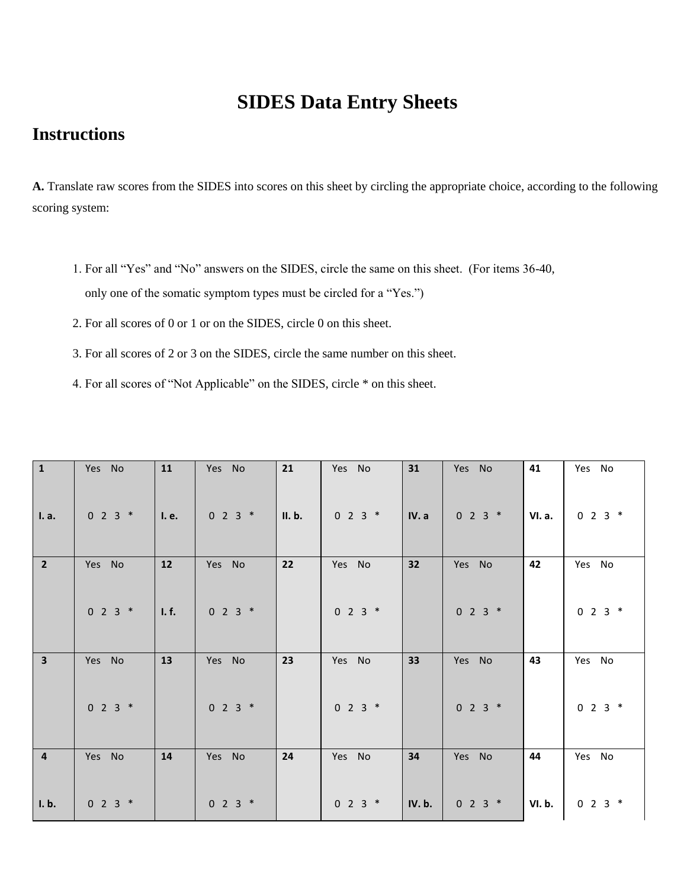# SIDES Data Entry Sheets

## Instructions

**A.** Translate raw scores from the SIDES into scores on this sheet by circling the appropriate choice, according to the following scoring system:

1. For all "Yes" and "No" answers on the SIDES, circle the same on this sheet. (For items 36-40, only one of the somatic symptom types must be circled for a "Yes.")
2. For all scores of 0 or 1 or on the SIDES, circle 0 on this sheet.
3. For all scores of 2 or 3 on the SIDES, circle the same number on this sheet.
4. For all scores of "Not Applicable" on the SIDES, circle * on this sheet.

| Item | Response | Item | Response | Item | Response | Item | Response | Item | Response |
|---|---|---|---|---|---|---|---|---|---|
| **1** <br> **I. a.** | Yes No <br> 0 2 3 * | **11** <br> **I. e.** | Yes No <br> 0 2 3 * | **21** <br> **II. b.** | Yes No <br> 0 2 3 * | **31** <br> **IV. a** | Yes No <br> 0 2 3 * | **41** <br> **VI. a.** | Yes No <br> 0 2 3 * |
| **2** | Yes No <br> 0 2 3 * | **12** <br> **I. f.** | Yes No <br> 0 2 3 * | **22** | Yes No <br> 0 2 3 * | **32** | Yes No <br> 0 2 3 * | **42** | Yes No <br> 0 2 3 * |
| **3** | Yes No <br> 0 2 3 * | **13** | Yes No <br> 0 2 3 * | **23** | Yes No <br> 0 2 3 * | **33** | Yes No <br> 0 2 3 * | **43** | Yes No <br> 0 2 3 * |
| **4** <br> **I. b.** | Yes No <br> 0 2 3 * | **14** | Yes No <br> 0 2 3 * | **24** | Yes No <br> 0 2 3 * | **34** <br> **IV. b.** | Yes No <br> 0 2 3 * | **44** <br> **VI. b.** | Yes No <br> 0 2 3 * |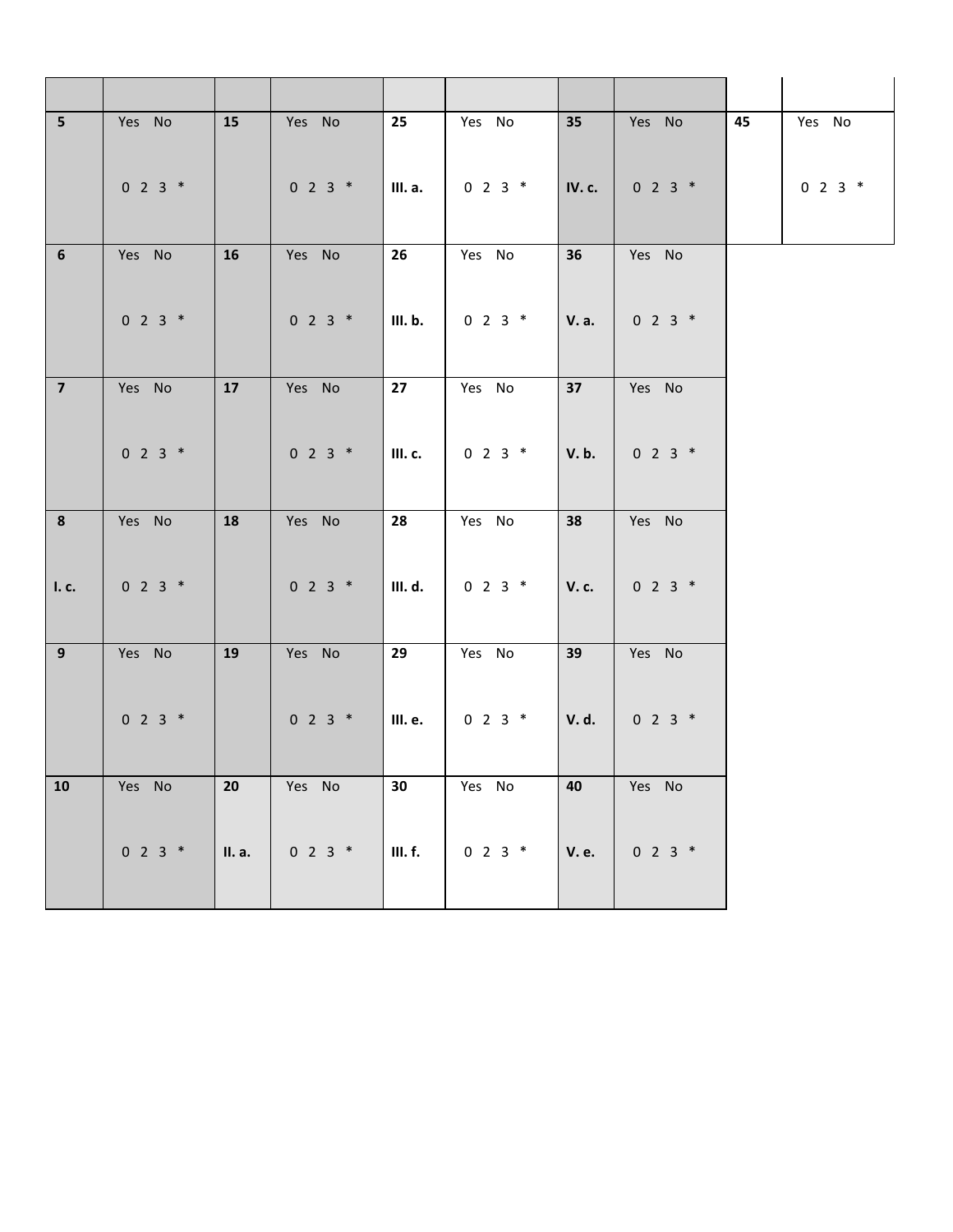| | | | | | | | | | |
|---|---|---|---|---|---|---|---|---|---|
| 5 | Yes No<br><br>0 2 3 * | 15 | Yes No<br><br>0 2 3 * | 25<br><br>III. a. | Yes No<br><br>0 2 3 * | 35<br><br>IV. c. | Yes No<br><br>0 2 3 * | 45 | Yes No<br><br>0 2 3 * |
| 6 | Yes No<br><br>0 2 3 * | 16 | Yes No<br><br>0 2 3 * | 26<br><br>III. b. | Yes No<br><br>0 2 3 * | 36<br><br>V. a. | Yes No<br><br>0 2 3 * | | |
| 7 | Yes No<br><br>0 2 3 * | 17 | Yes No<br><br>0 2 3 * | 27<br><br>III. c. | Yes No<br><br>0 2 3 * | 37<br><br>V. b. | Yes No<br><br>0 2 3 * | | |
| 8<br><br>I. c. | Yes No<br><br>0 2 3 * | 18 | Yes No<br><br>0 2 3 * | 28<br><br>III. d. | Yes No<br><br>0 2 3 * | 38<br><br>V. c. | Yes No<br><br>0 2 3 * | | |
| 9 | Yes No<br><br>0 2 3 * | 19 | Yes No<br><br>0 2 3 * | 29<br><br>III. e. | Yes No<br><br>0 2 3 * | 39<br><br>V. d. | Yes No<br><br>0 2 3 * | | |
| 10 | Yes No<br><br>0 2 3 * | 20<br><br>II. a. | Yes No<br><br>0 2 3 * | 30<br><br>III. f. | Yes No<br><br>0 2 3 * | 40<br><br>V. e. | Yes No<br><br>0 2 3 * | | |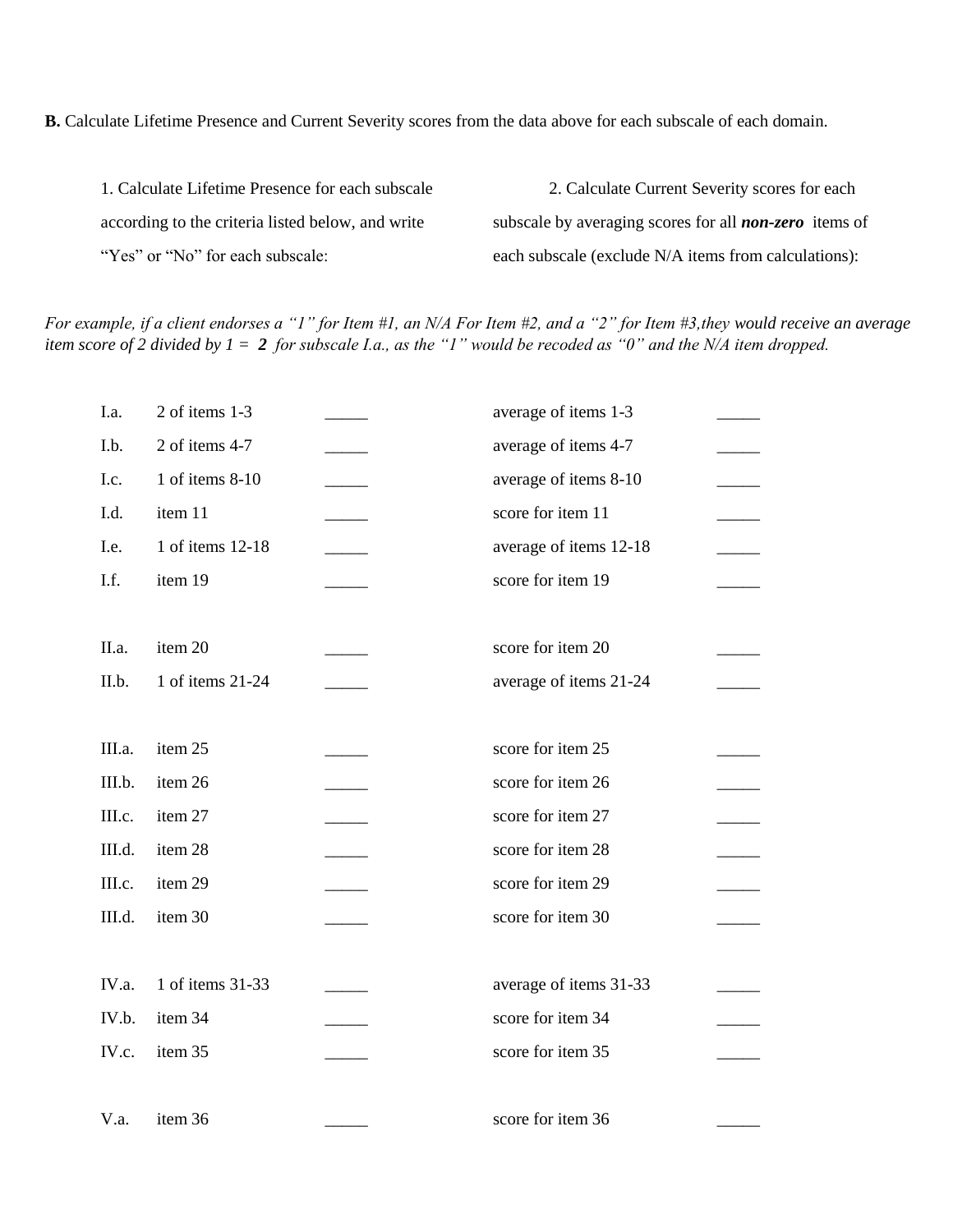**B.** Calculate Lifetime Presence and Current Severity scores from the data above for each subscale of each domain.

1. Calculate Lifetime Presence for each subscale according to the criteria listed below, and write "Yes" or "No" for each subscale:

2. Calculate Current Severity scores for each subscale by averaging scores for all ***non-zero*** items of each subscale (exclude N/A items from calculations):

*For example, if a client endorses a "1" for Item #1, an N/A For Item #2, and a "2" for Item #3,they would receive an average item score of 2 divided by 1 =* ***2*** *for subscale I.a., as the "1" would be recoded as "0" and the N/A item dropped.*

| | | | | |
|---|---|---|---|---|
| I.a. | 2 of items 1-3 | _____ | average of items 1-3 | _____ |
| I.b. | 2 of items 4-7 | _____ | average of items 4-7 | _____ |
| I.c. | 1 of items 8-10 | _____ | average of items 8-10 | _____ |
| I.d. | item 11 | _____ | score for item 11 | _____ |
| I.e. | 1 of items 12-18 | _____ | average of items 12-18 | _____ |
| I.f. | item 19 | _____ | score for item 19 | _____ |
| | | | | |
| II.a. | item 20 | _____ | score for item 20 | _____ |
| II.b. | 1 of items 21-24 | _____ | average of items 21-24 | _____ |
| | | | | |
| III.a. | item 25 | _____ | score for item 25 | _____ |
| III.b. | item 26 | _____ | score for item 26 | _____ |
| III.c. | item 27 | _____ | score for item 27 | _____ |
| III.d. | item 28 | _____ | score for item 28 | _____ |
| III.c. | item 29 | _____ | score for item 29 | _____ |
| III.d. | item 30 | _____ | score for item 30 | _____ |
| | | | | |
| IV.a. | 1 of items 31-33 | _____ | average of items 31-33 | _____ |
| IV.b. | item 34 | _____ | score for item 34 | _____ |
| IV.c. | item 35 | _____ | score for item 35 | _____ |
| | | | | |
| V.a. | item 36 | _____ | score for item 36 | _____ |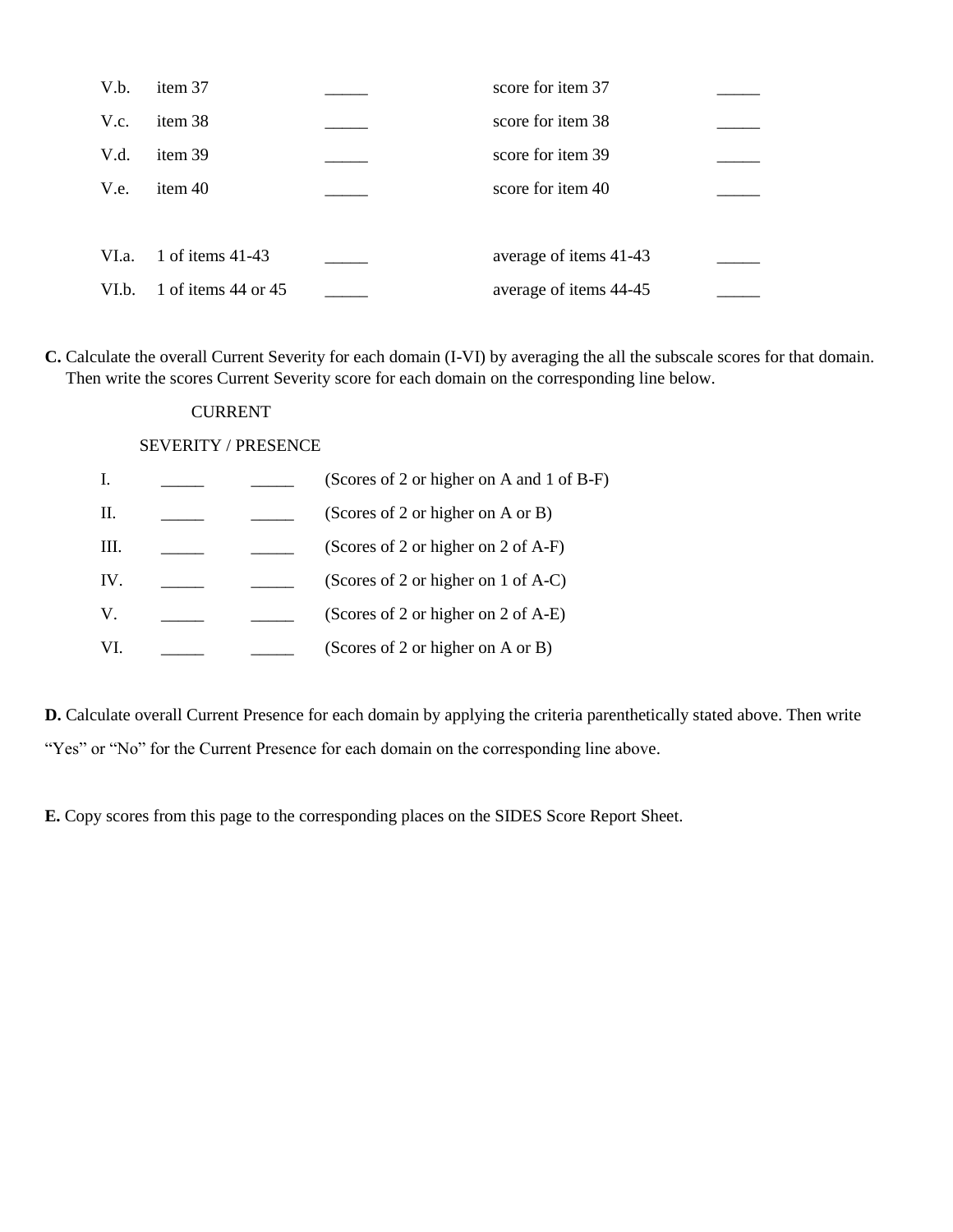| | | | | |
|---|---|---|---|---|
| V.b. | item 37 | _____ | score for item 37 | _____ |
| V.c. | item 38 | _____ | score for item 38 | _____ |
| V.d. | item 39 | _____ | score for item 39 | _____ |
| V.e. | item 40 | _____ | score for item 40 | _____ |
| | | | | |
| VI.a. | 1 of items 41-43 | _____ | average of items 41-43 | _____ |
| VI.b. | 1 of items 44 or 45 | _____ | average of items 44-45 | _____ |

**C.** Calculate the overall Current Severity for each domain (I-VI) by averaging the all the subscale scores for that domain. Then write the scores Current Severity score for each domain on the corresponding line below.

| | CURRENT SEVERITY / PRESENCE | | |
|---|---|---|---|
| I. | _____ | _____ | (Scores of 2 or higher on A and 1 of B-F) |
| II. | _____ | _____ | (Scores of 2 or higher on A or B) |
| III. | _____ | _____ | (Scores of 2 or higher on 2 of A-F) |
| IV. | _____ | _____ | (Scores of 2 or higher on 1 of A-C) |
| V. | _____ | _____ | (Scores of 2 or higher on 2 of A-E) |
| VI. | _____ | _____ | (Scores of 2 or higher on A or B) |

**D.** Calculate overall Current Presence for each domain by applying the criteria parenthetically stated above. Then write "Yes" or "No" for the Current Presence for each domain on the corresponding line above.

**E.** Copy scores from this page to the corresponding places on the SIDES Score Report Sheet.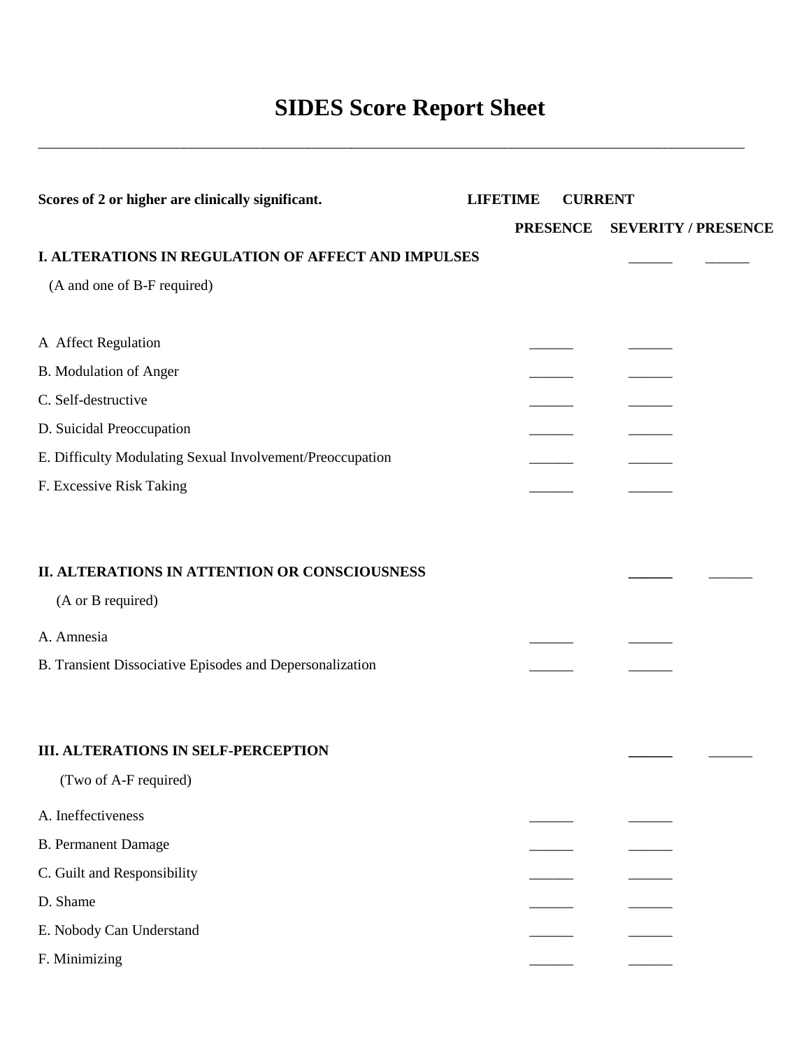# SIDES Score Report Sheet

---

| **Scores of 2 or higher are clinically significant.** | **LIFETIME PRESENCE** | **CURRENT SEVERITY / PRESENCE** | |
|---|---|---|---|
| **I. ALTERATIONS IN REGULATION OF AFFECT AND IMPULSES** | | ______ | ______ |
| (A and one of B-F required) | | | |
| A Affect Regulation | ______ | ______ | |
| B. Modulation of Anger | ______ | ______ | |
| C. Self-destructive | ______ | ______ | |
| D. Suicidal Preoccupation | ______ | ______ | |
| E. Difficulty Modulating Sexual Involvement/Preoccupation | ______ | ______ | |
| F. Excessive Risk Taking | ______ | ______ | |
| **II. ALTERATIONS IN ATTENTION OR CONSCIOUSNESS** | | ______ | ______ |
| (A or B required) | | | |
| A. Amnesia | ______ | ______ | |
| B. Transient Dissociative Episodes and Depersonalization | ______ | ______ | |
| **III. ALTERATIONS IN SELF-PERCEPTION** | | ______ | ______ |
| (Two of A-F required) | | | |
| A. Ineffectiveness | ______ | ______ | |
| B. Permanent Damage | ______ | ______ | |
| C. Guilt and Responsibility | ______ | ______ | |
| D. Shame | ______ | ______ | |
| E. Nobody Can Understand | ______ | ______ | |
| F. Minimizing | ______ | ______ | |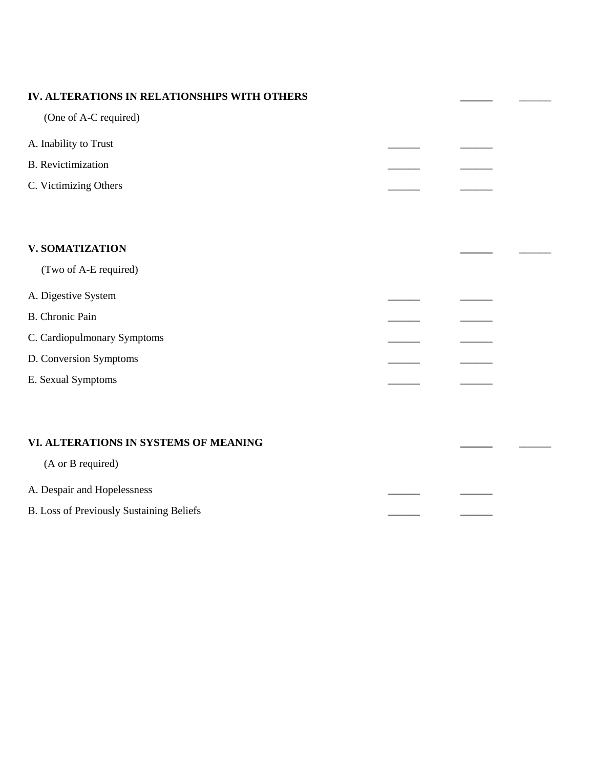**IV. ALTERATIONS IN RELATIONSHIPS WITH OTHERS** ______ ______

(One of A-C required)

A. Inability to Trust ______ ______

B. Revictimization ______ ______

C. Victimizing Others ______ ______

**V. SOMATIZATION** ______ ______

(Two of A-E required)

A. Digestive System ______ ______

B. Chronic Pain ______ ______

C. Cardiopulmonary Symptoms ______ ______

D. Conversion Symptoms ______ ______

E. Sexual Symptoms ______ ______

**VI. ALTERATIONS IN SYSTEMS OF MEANING** ______ ______

(A or B required)

A. Despair and Hopelessness ______ ______

B. Loss of Previously Sustaining Beliefs ______ ______